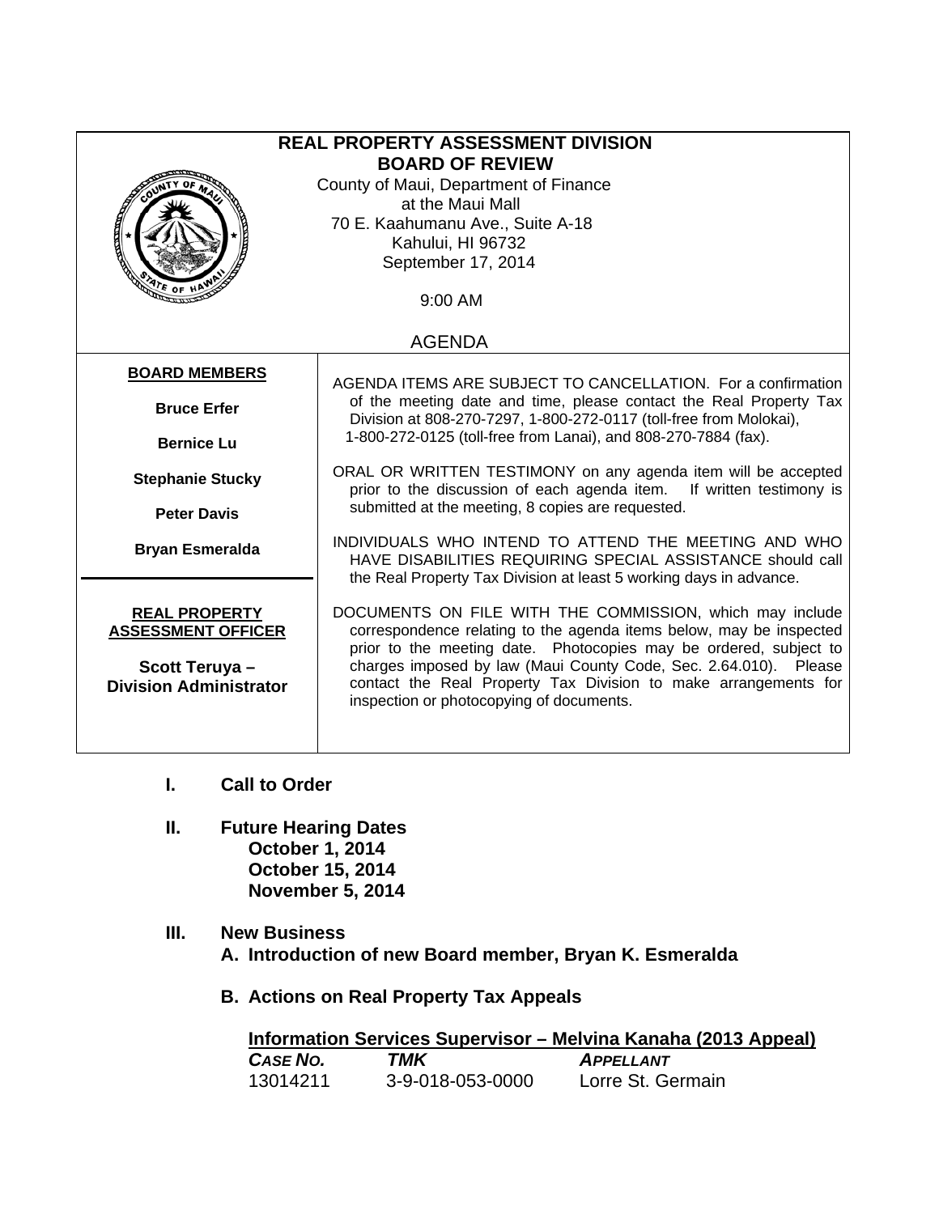# REAL PROPERTY ASSESSMENT DIVISION
## BOARD OF REVIEW

County of Maui, Department of Finance
at the Maui Mall
70 E. Kaahumanu Ave., Suite A-18
Kahului, HI 96732
September 17, 2014

9:00 AM

AGENDA

**BOARD MEMBERS**

**Bruce Erfer**

**Bernice Lu**

**Stephanie Stucky**

**Peter Davis**

**Bryan Esmeralda**

**REAL PROPERTY ASSESSMENT OFFICER**

**Scott Teruya – Division Administrator**

AGENDA ITEMS ARE SUBJECT TO CANCELLATION. For a confirmation of the meeting date and time, please contact the Real Property Tax Division at 808-270-7297, 1-800-272-0117 (toll-free from Molokai), 1-800-272-0125 (toll-free from Lanai), and 808-270-7884 (fax).

ORAL OR WRITTEN TESTIMONY on any agenda item will be accepted prior to the discussion of each agenda item. If written testimony is submitted at the meeting, 8 copies are requested.

INDIVIDUALS WHO INTEND TO ATTEND THE MEETING AND WHO HAVE DISABILITIES REQUIRING SPECIAL ASSISTANCE should call the Real Property Tax Division at least 5 working days in advance.

DOCUMENTS ON FILE WITH THE COMMISSION, which may include correspondence relating to the agenda items below, may be inspected prior to the meeting date. Photocopies may be ordered, subject to charges imposed by law (Maui County Code, Sec. 2.64.010). Please contact the Real Property Tax Division to make arrangements for inspection or photocopying of documents.

**I. Call to Order**

**II. Future Hearing Dates**
**October 1, 2014**
**October 15, 2014**
**November 5, 2014**

**III. New Business**

**A. Introduction of new Board member, Bryan K. Esmeralda**

**B. Actions on Real Property Tax Appeals**

**Information Services Supervisor – Melvina Kanaha (2013 Appeal)**

| *CASE NO.* | *TMK* | *APPELLANT* |
|---|---|---|
| 13014211 | 3-9-018-053-0000 | Lorre St. Germain |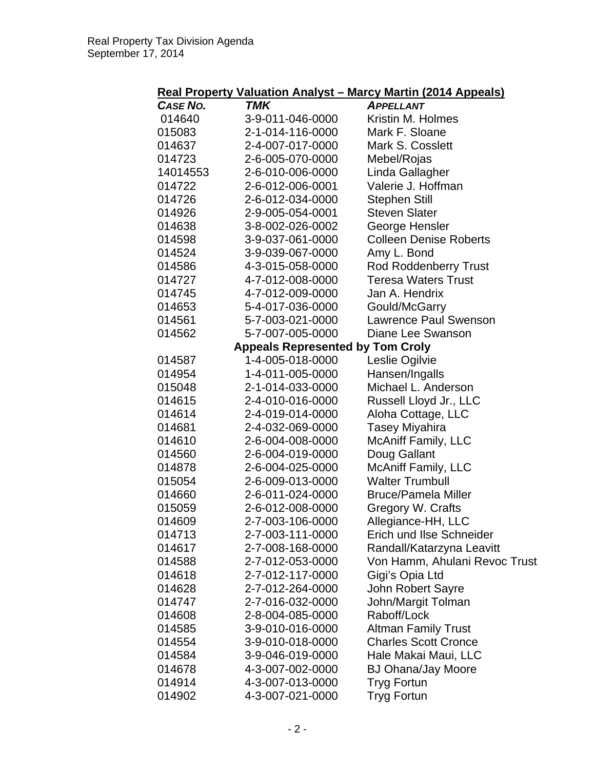## Real Property Valuation Analyst – Marcy Martin (2014 Appeals)

| *CASE NO.* | *TMK* | *APPELLANT* |
|---|---|---|
| 014640 | 3-9-011-046-0000 | Kristin M. Holmes |
| 015083 | 2-1-014-116-0000 | Mark F. Sloane |
| 014637 | 2-4-007-017-0000 | Mark S. Cosslett |
| 014723 | 2-6-005-070-0000 | Mebel/Rojas |
| 14014553 | 2-6-010-006-0000 | Linda Gallagher |
| 014722 | 2-6-012-006-0001 | Valerie J. Hoffman |
| 014726 | 2-6-012-034-0000 | Stephen Still |
| 014926 | 2-9-005-054-0001 | Steven Slater |
| 014638 | 3-8-002-026-0002 | George Hensler |
| 014598 | 3-9-037-061-0000 | Colleen Denise Roberts |
| 014524 | 3-9-039-067-0000 | Amy L. Bond |
| 014586 | 4-3-015-058-0000 | Rod Roddenberry Trust |
| 014727 | 4-7-012-008-0000 | Teresa Waters Trust |
| 014745 | 4-7-012-009-0000 | Jan A. Hendrix |
| 014653 | 5-4-017-036-0000 | Gould/McGarry |
| 014561 | 5-7-003-021-0000 | Lawrence Paul Swenson |
| 014562 | 5-7-007-005-0000 | Diane Lee Swanson |
| | **Appeals Represented by Tom Croly** | |
| 014587 | 1-4-005-018-0000 | Leslie Ogilvie |
| 014954 | 1-4-011-005-0000 | Hansen/Ingalls |
| 015048 | 2-1-014-033-0000 | Michael L. Anderson |
| 014615 | 2-4-010-016-0000 | Russell Lloyd Jr., LLC |
| 014614 | 2-4-019-014-0000 | Aloha Cottage, LLC |
| 014681 | 2-4-032-069-0000 | Tasey Miyahira |
| 014610 | 2-6-004-008-0000 | McAniff Family, LLC |
| 014560 | 2-6-004-019-0000 | Doug Gallant |
| 014878 | 2-6-004-025-0000 | McAniff Family, LLC |
| 015054 | 2-6-009-013-0000 | Walter Trumbull |
| 014660 | 2-6-011-024-0000 | Bruce/Pamela Miller |
| 015059 | 2-6-012-008-0000 | Gregory W. Crafts |
| 014609 | 2-7-003-106-0000 | Allegiance-HH, LLC |
| 014713 | 2-7-003-111-0000 | Erich und Ilse Schneider |
| 014617 | 2-7-008-168-0000 | Randall/Katarzyna Leavitt |
| 014588 | 2-7-012-053-0000 | Von Hamm, Ahulani Revoc Trust |
| 014618 | 2-7-012-117-0000 | Gigi's Opia Ltd |
| 014628 | 2-7-012-264-0000 | John Robert Sayre |
| 014747 | 2-7-016-032-0000 | John/Margit Tolman |
| 014608 | 2-8-004-085-0000 | Raboff/Lock |
| 014585 | 3-9-010-016-0000 | Altman Family Trust |
| 014554 | 3-9-010-018-0000 | Charles Scott Cronce |
| 014584 | 3-9-046-019-0000 | Hale Makai Maui, LLC |
| 014678 | 4-3-007-002-0000 | BJ Ohana/Jay Moore |
| 014914 | 4-3-007-013-0000 | Tryg Fortun |
| 014902 | 4-3-007-021-0000 | Tryg Fortun |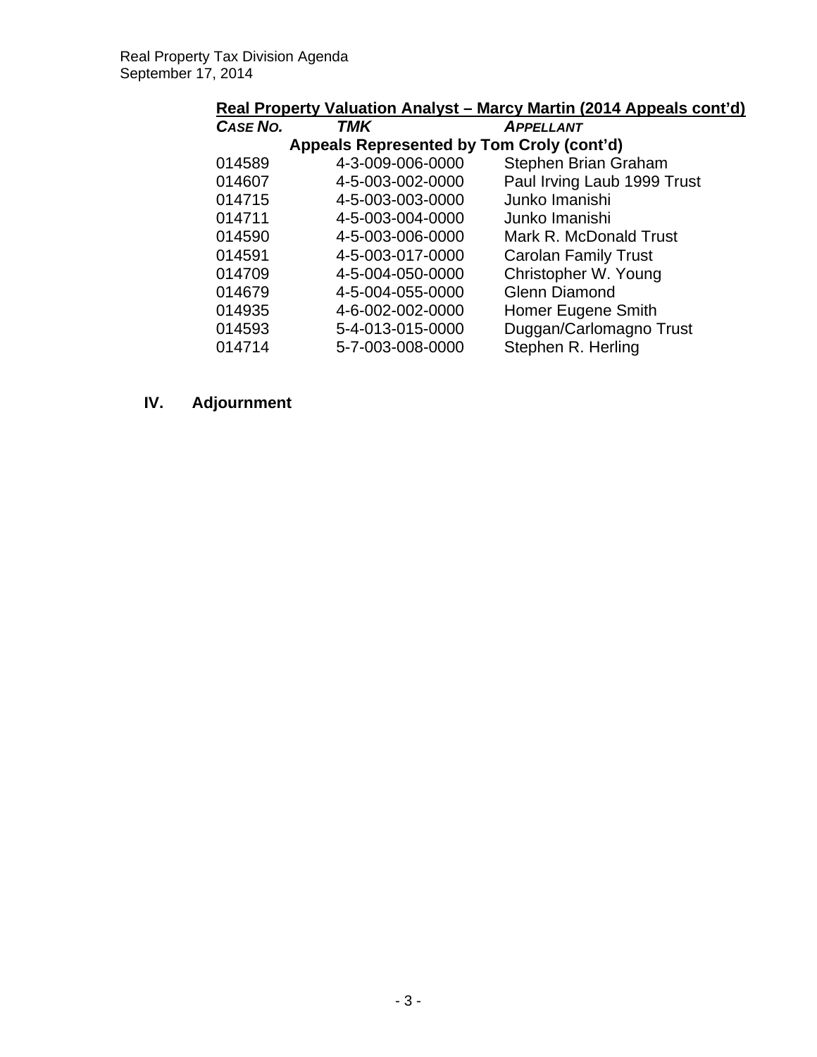**Real Property Valuation Analyst – Marcy Martin (2014 Appeals cont'd)**

| *CASE NO.* | *TMK* | *APPELLANT* |
|---|---|---|
| **Appeals Represented by Tom Croly (cont'd)** | | |
| 014589 | 4-3-009-006-0000 | Stephen Brian Graham |
| 014607 | 4-5-003-002-0000 | Paul Irving Laub 1999 Trust |
| 014715 | 4-5-003-003-0000 | Junko Imanishi |
| 014711 | 4-5-003-004-0000 | Junko Imanishi |
| 014590 | 4-5-003-006-0000 | Mark R. McDonald Trust |
| 014591 | 4-5-003-017-0000 | Carolan Family Trust |
| 014709 | 4-5-004-050-0000 | Christopher W. Young |
| 014679 | 4-5-004-055-0000 | Glenn Diamond |
| 014935 | 4-6-002-002-0000 | Homer Eugene Smith |
| 014593 | 5-4-013-015-0000 | Duggan/Carlomagno Trust |
| 014714 | 5-7-003-008-0000 | Stephen R. Herling |

## IV. Adjournment